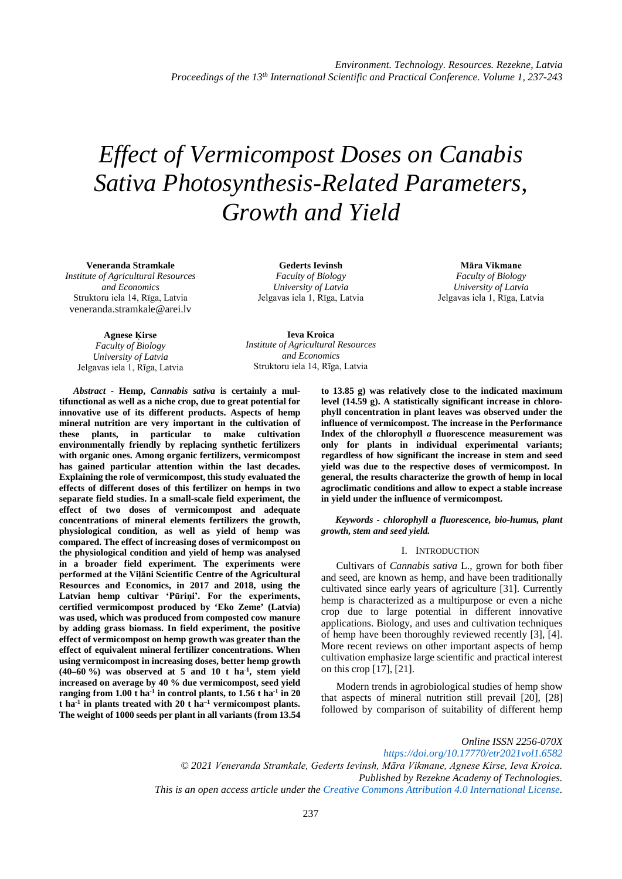# Effect of Vermicompost Doses on Canabis Sativa Photosynthesis-Related Parameters, Growth and Yield

**Veneranda Stramkale**
*Institute of Agricultural Resources and Economics*
Struktoru iela 14, Rīga, Latvia
veneranda.stramkale@arei.lv

**Gederts Ievinsh**
*Faculty of Biology*
*University of Latvia*
Jelgavas iela 1, Rīga, Latvia

**Māra Vikmane**
*Faculty of Biology*
*University of Latvia*
Jelgavas iela 1, Rīga, Latvia

**Agnese Ķirse**
*Faculty of Biology*
*University of Latvia*
Jelgavas iela 1, Rīga, Latvia

**Ieva Kroica**
*Institute of Agricultural Resources and Economics*
Struktoru iela 14, Rīga, Latvia

***Abstract*** **- Hemp, *Cannabis sativa* is certainly a multifunctional as well as a niche crop, due to great potential for innovative use of its different products. Aspects of hemp mineral nutrition are very important in the cultivation of these plants, in particular to make cultivation environmentally friendly by replacing synthetic fertilizers with organic ones. Among organic fertilizers, vermicompost has gained particular attention within the last decades. Explaining the role of vermicompost, this study evaluated the effects of different doses of this fertilizer on hemps in two separate field studies. In a small-scale field experiment, the effect of two doses of vermicompost and adequate concentrations of mineral elements fertilizers the growth, physiological condition, as well as yield of hemp was compared. The effect of increasing doses of vermicompost on the physiological condition and yield of hemp was analysed in a broader field experiment. The experiments were performed at the Viļāni Scientific Centre of the Agricultural Resources and Economics, in 2017 and 2018, using the Latvian hemp cultivar 'Pūriņi'. For the experiments, certified vermicompost produced by 'Eko Zeme' (Latvia) was used, which was produced from composted cow manure by adding grass biomass. In field experiment, the positive effect of vermicompost on hemp growth was greater than the effect of equivalent mineral fertilizer concentrations. When using vermicompost in increasing doses, better hemp growth (40–60 %) was observed at 5 and 10 t ha$^{-1}$, stem yield increased on average by 40 % due vermicompost, seed yield ranging from 1.00 t ha$^{-1}$ in control plants, to 1.56 t ha$^{-1}$ in 20 t ha$^{-1}$ in plants treated with 20 t ha$^{-1}$ vermicompost plants. The weight of 1000 seeds per plant in all variants (from 13.54 to 13.85 g) was relatively close to the indicated maximum level (14.59 g). A statistically significant increase in chlorophyll concentration in plant leaves was observed under the influence of vermicompost. The increase in the Performance Index of the chlorophyll *a* fluorescence measurement was only for plants in individual experimental variants; regardless of how significant the increase in stem and seed yield was due to the respective doses of vermicompost. In general, the results characterize the growth of hemp in local agroclimatic conditions and allow to expect a stable increase in yield under the influence of vermicompost.**

***Keywords - chlorophyll a fluorescence, bio-humus, plant growth, stem and seed yield.***

## I. Introduction

Cultivars of *Cannabis sativa* L., grown for both fiber and seed, are known as hemp, and have been traditionally cultivated since early years of agriculture [31]. Currently hemp is characterized as a multipurpose or even a niche crop due to large potential in different innovative applications. Biology, and uses and cultivation techniques of hemp have been thoroughly reviewed recently [3], [4]. More recent reviews on other important aspects of hemp cultivation emphasize large scientific and practical interest on this crop [17], [21].

Modern trends in agrobiological studies of hemp show that aspects of mineral nutrition still prevail [20], [28] followed by comparison of suitability of different hemp

Online ISSN 2256-070X
https://doi.org/10.17770/etr2021vol1.6582
© 2021 Veneranda Stramkale, Gederts Ievinsh, Māra Vikmane, Agnese Ķirse, Ieva Kroica.
Published by Rezekne Academy of Technologies.
This is an open access article under the Creative Commons Attribution 4.0 International License.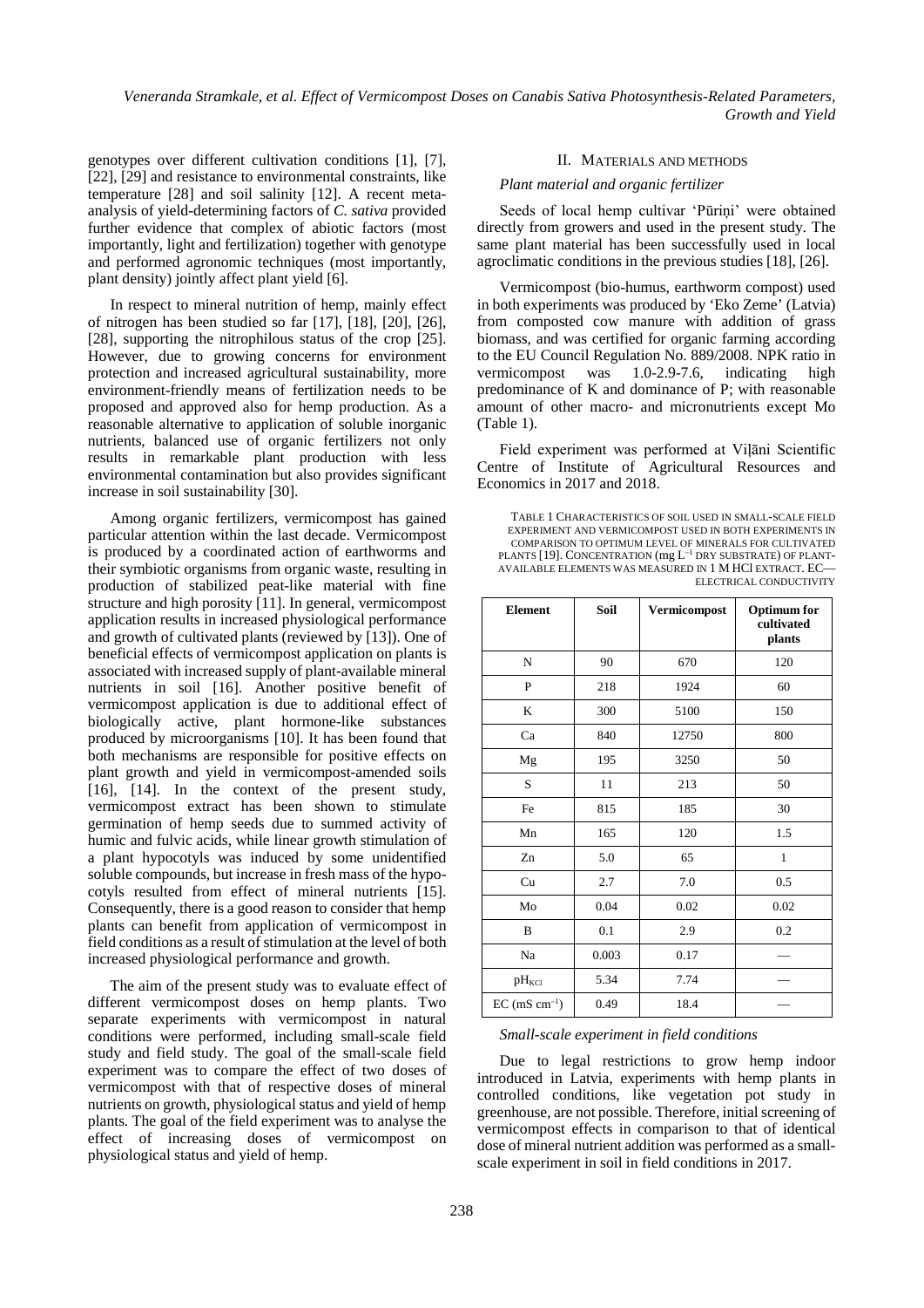genotypes over different cultivation conditions [1], [7], [22], [29] and resistance to environmental constraints, like temperature [28] and soil salinity [12]. A recent meta-analysis of yield-determining factors of *C. sativa* provided further evidence that complex of abiotic factors (most importantly, light and fertilization) together with genotype and performed agronomic techniques (most importantly, plant density) jointly affect plant yield [6].

In respect to mineral nutrition of hemp, mainly effect of nitrogen has been studied so far [17], [18], [20], [26], [28], supporting the nitrophilous status of the crop [25]. However, due to growing concerns for environment protection and increased agricultural sustainability, more environment-friendly means of fertilization needs to be proposed and approved also for hemp production. As a reasonable alternative to application of soluble inorganic nutrients, balanced use of organic fertilizers not only results in remarkable plant production with less environmental contamination but also provides significant increase in soil sustainability [30].

Among organic fertilizers, vermicompost has gained particular attention within the last decade. Vermicompost is produced by a coordinated action of earthworms and their symbiotic organisms from organic waste, resulting in production of stabilized peat-like material with fine structure and high porosity [11]. In general, vermicompost application results in increased physiological performance and growth of cultivated plants (reviewed by [13]). One of beneficial effects of vermicompost application on plants is associated with increased supply of plant-available mineral nutrients in soil [16]. Another positive benefit of vermicompost application is due to additional effect of biologically active, plant hormone-like substances produced by microorganisms [10]. It has been found that both mechanisms are responsible for positive effects on plant growth and yield in vermicompost-amended soils [16], [14]. In the context of the present study, vermicompost extract has been shown to stimulate germination of hemp seeds due to summed activity of humic and fulvic acids, while linear growth stimulation of a plant hypocotyls was induced by some unidentified soluble compounds, but increase in fresh mass of the hypocotyls resulted from effect of mineral nutrients [15]. Consequently, there is a good reason to consider that hemp plants can benefit from application of vermicompost in field conditions as a result of stimulation at the level of both increased physiological performance and growth.

The aim of the present study was to evaluate effect of different vermicompost doses on hemp plants. Two separate experiments with vermicompost in natural conditions were performed, including small-scale field study and field study. The goal of the small-scale field experiment was to compare the effect of two doses of vermicompost with that of respective doses of mineral nutrients on growth, physiological status and yield of hemp plants. The goal of the field experiment was to analyse the effect of increasing doses of vermicompost on physiological status and yield of hemp.

## II. Materials and Methods

### *Plant material and organic fertilizer*

Seeds of local hemp cultivar 'Pūriņi' were obtained directly from growers and used in the present study. The same plant material has been successfully used in local agroclimatic conditions in the previous studies [18], [26].

Vermicompost (bio-humus, earthworm compost) used in both experiments was produced by 'Eko Zeme' (Latvia) from composted cow manure with addition of grass biomass, and was certified for organic farming according to the EU Council Regulation No. 889/2008. NPK ratio in vermicompost was 1.0-2.9-7.6, indicating high predominance of K and dominance of P; with reasonable amount of other macro- and micronutrients except Mo (Table 1).

Field experiment was performed at Viļāni Scientific Centre of Institute of Agricultural Resources and Economics in 2017 and 2018.

Table 1 Characteristics of soil used in small-scale field experiment and vermicompost used in both experiments in comparison to optimum level of minerals for cultivated plants [19]. Concentration (mg $L^{-1}$ dry substrate) of plant-available elements was measured in 1 M HCl extract. EC— electrical conductivity

| Element | Soil | Vermicompost | Optimum for cultivated plants |
|---|---|---|---|
| N | 90 | 670 | 120 |
| P | 218 | 1924 | 60 |
| K | 300 | 5100 | 150 |
| Ca | 840 | 12750 | 800 |
| Mg | 195 | 3250 | 50 |
| S | 11 | 213 | 50 |
| Fe | 815 | 185 | 30 |
| Mn | 165 | 120 | 1.5 |
| Zn | 5.0 | 65 | 1 |
| Cu | 2.7 | 7.0 | 0.5 |
| Mo | 0.04 | 0.02 | 0.02 |
| B | 0.1 | 2.9 | 0.2 |
| Na | 0.003 | 0.17 | — |
| $pH_{KCl}$ | 5.34 | 7.74 | — |
| EC (mS $cm^{-1}$) | 0.49 | 18.4 | — |

### *Small-scale experiment in field conditions*

Due to legal restrictions to grow hemp indoor introduced in Latvia, experiments with hemp plants in controlled conditions, like vegetation pot study in greenhouse, are not possible. Therefore, initial screening of vermicompost effects in comparison to that of identical dose of mineral nutrient addition was performed as a small-scale experiment in soil in field conditions in 2017.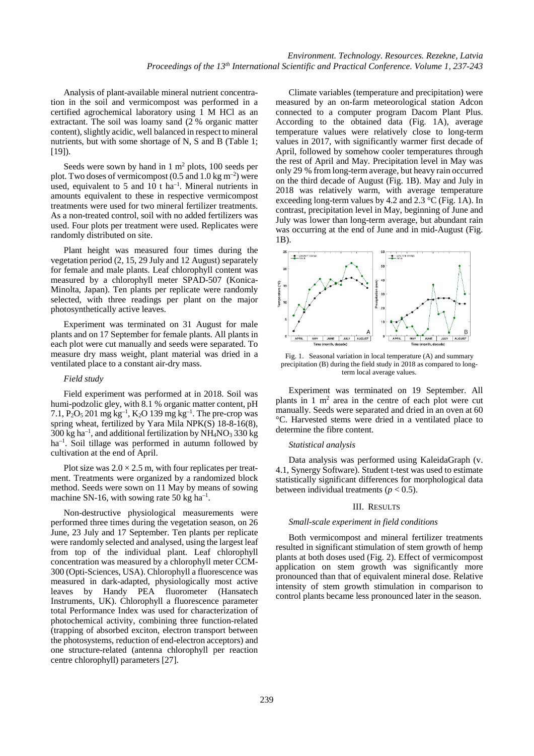Analysis of plant-available mineral nutrient concentration in the soil and vermicompost was performed in a certified agrochemical laboratory using 1 M HCl as an extractant. The soil was loamy sand (2 % organic matter content), slightly acidic, well balanced in respect to mineral nutrients, but with some shortage of N, S and B (Table 1; [19]).

Seeds were sown by hand in 1 $m^2$ plots, 100 seeds per plot. Two doses of vermicompost (0.5 and 1.0 kg $m^{-2}$) were used, equivalent to 5 and 10 t $ha^{-1}$. Mineral nutrients in amounts equivalent to these in respective vermicompost treatments were used for two mineral fertilizer treatments. As a non-treated control, soil with no added fertilizers was used. Four plots per treatment were used. Replicates were randomly distributed on site.

Plant height was measured four times during the vegetation period (2, 15, 29 July and 12 August) separately for female and male plants. Leaf chlorophyll content was measured by a chlorophyll meter SPAD-507 (Konica-Minolta, Japan). Ten plants per replicate were randomly selected, with three readings per plant on the major photosynthetically active leaves.

Experiment was terminated on 31 August for male plants and on 17 September for female plants. All plants in each plot were cut manually and seeds were separated. To measure dry mass weight, plant material was dried in a ventilated place to a constant air-dry mass.

### *Field study*

Field experiment was performed at in 2018. Soil was humi-podzolic gley, with 8.1 % organic matter content, pH 7.1, $P_2O_5$ 201 mg $kg^{-1}$, $K_2O$ 139 mg $kg^{-1}$. The pre-crop was spring wheat, fertilized by Yara Mila NPK(S) 18-8-16(8), 300 kg $ha^{-1}$, and additional fertilization by $NH_4NO_3$ 330 kg $ha^{-1}$. Soil tillage was performed in autumn followed by cultivation at the end of April.

Plot size was 2.0 × 2.5 m, with four replicates per treatment. Treatments were organized by a randomized block method. Seeds were sown on 11 May by means of sowing machine SN-16, with sowing rate 50 kg $ha^{-1}$.

Non-destructive physiological measurements were performed three times during the vegetation season, on 26 June, 23 July and 17 September. Ten plants per replicate were randomly selected and analysed, using the largest leaf from top of the individual plant. Leaf chlorophyll concentration was measured by a chlorophyll meter CCM-300 (Opti-Sciences, USA). Chlorophyll a fluorescence was measured in dark-adapted, physiologically most active leaves by Handy PEA fluorometer (Hansatech Instruments, UK). Chlorophyll a fluorescence parameter total Performance Index was used for characterization of photochemical activity, combining three function-related (trapping of absorbed exciton, electron transport between the photosystems, reduction of end-electron acceptors) and one structure-related (antenna chlorophyll per reaction centre chlorophyll) parameters [27].

Climate variables (temperature and precipitation) were measured by an on-farm meteorological station Adcon connected to a computer program Dacom Plant Plus. According to the obtained data (Fig. 1A), average temperature values were relatively close to long-term values in 2017, with significantly warmer first decade of April, followed by somehow cooler temperatures through the rest of April and May. Precipitation level in May was only 29 % from long-term average, but heavy rain occurred on the third decade of August (Fig. 1B). May and July in 2018 was relatively warm, with average temperature exceeding long-term values by 4.2 and 2.3 °C (Fig. 1A). In contrast, precipitation level in May, beginning of June and July was lower than long-term average, but abundant rain was occurring at the end of June and in mid-August (Fig. 1B).

Fig. 1. Seasonal variation in local temperature (A) and summary precipitation (B) during the field study in 2018 as compared to long-term local average values.

Experiment was terminated on 19 September. All plants in 1 $m^2$ area in the centre of each plot were cut manually. Seeds were separated and dried in an oven at 60 °C. Harvested stems were dried in a ventilated place to determine the fibre content.

### *Statistical analysis*

Data analysis was performed using KaleidaGraph (v. 4.1, Synergy Software). Student t-test was used to estimate statistically significant differences for morphological data between individual treatments ($p < 0.5$).

## III. Results

### *Small-scale experiment in field conditions*

Both vermicompost and mineral fertilizer treatments resulted in significant stimulation of stem growth of hemp plants at both doses used (Fig. 2). Effect of vermicompost application on stem growth was significantly more pronounced than that of equivalent mineral dose. Relative intensity of stem growth stimulation in comparison to control plants became less pronounced later in the season.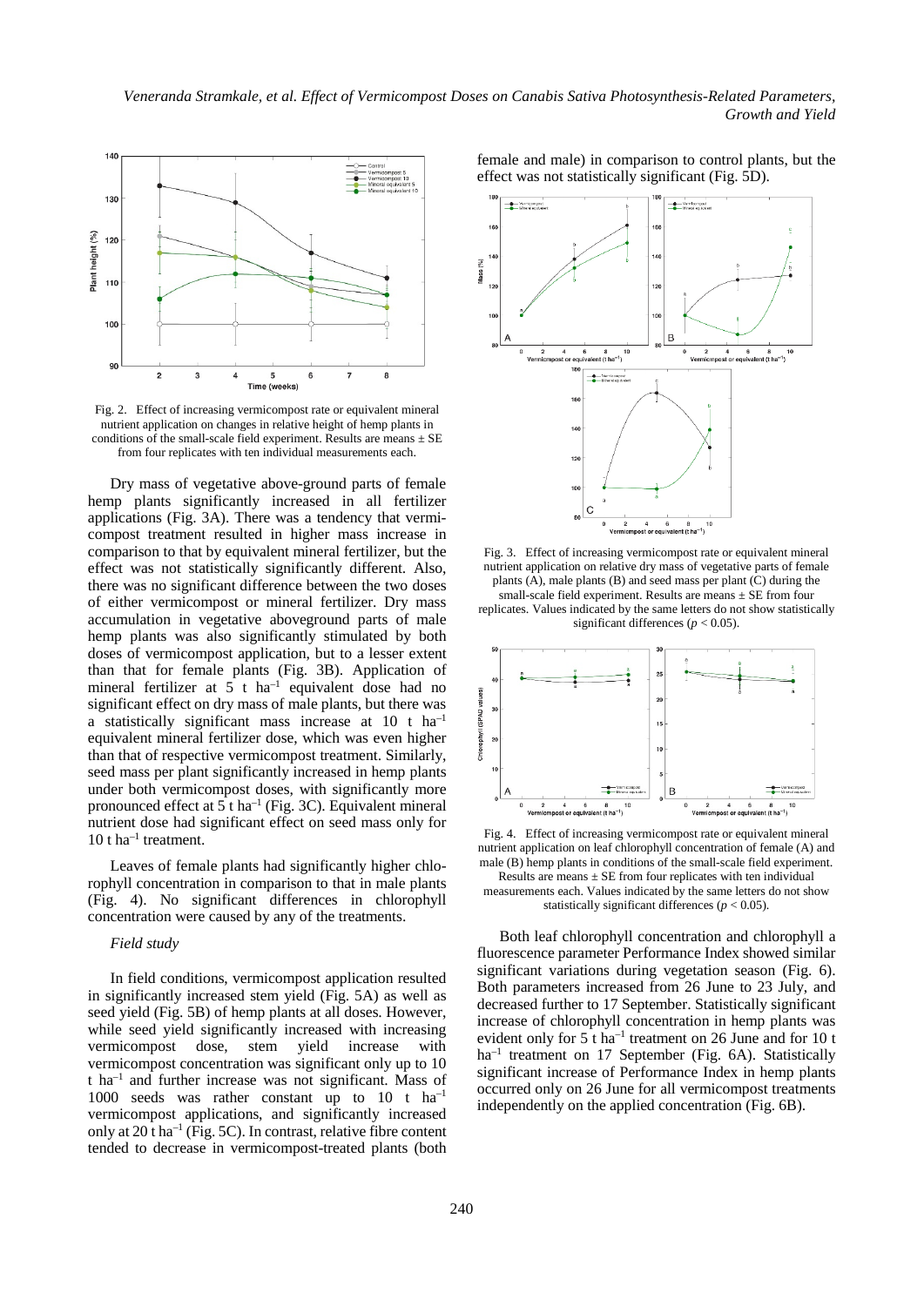Fig. 2. Effect of increasing vermicompost rate or equivalent mineral nutrient application on changes in relative height of hemp plants in conditions of the small-scale field experiment. Results are means ± SE from four replicates with ten individual measurements each.

Dry mass of vegetative above-ground parts of female hemp plants significantly increased in all fertilizer applications (Fig. 3A). There was a tendency that vermicompost treatment resulted in higher mass increase in comparison to that by equivalent mineral fertilizer, but the effect was not statistically significantly different. Also, there was no significant difference between the two doses of either vermicompost or mineral fertilizer. Dry mass accumulation in vegetative aboveground parts of male hemp plants was also significantly stimulated by both doses of vermicompost application, but to a lesser extent than that for female plants (Fig. 3B). Application of mineral fertilizer at 5 t $ha^{-1}$ equivalent dose had no significant effect on dry mass of male plants, but there was a statistically significant mass increase at 10 t $ha^{-1}$ equivalent mineral fertilizer dose, which was even higher than that of respective vermicompost treatment. Similarly, seed mass per plant significantly increased in hemp plants under both vermicompost doses, with significantly more pronounced effect at 5 t $ha^{-1}$ (Fig. 3C). Equivalent mineral nutrient dose had significant effect on seed mass only for 10 t $ha^{-1}$ treatment.

Leaves of female plants had significantly higher chlorophyll concentration in comparison to that in male plants (Fig. 4). No significant differences in chlorophyll concentration were caused by any of the treatments.

*Field study*

In field conditions, vermicompost application resulted in significantly increased stem yield (Fig. 5A) as well as seed yield (Fig. 5B) of hemp plants at all doses. However, while seed yield significantly increased with increasing vermicompost dose, stem yield increase with vermicompost concentration was significant only up to 10 t $ha^{-1}$ and further increase was not significant. Mass of 1000 seeds was rather constant up to 10 t $ha^{-1}$ vermicompost applications, and significantly increased only at 20 t $ha^{-1}$ (Fig. 5C). In contrast, relative fibre content tended to decrease in vermicompost-treated plants (both female and male) in comparison to control plants, but the effect was not statistically significant (Fig. 5D).

Fig. 3. Effect of increasing vermicompost rate or equivalent mineral nutrient application on relative dry mass of vegetative parts of female plants (A), male plants (B) and seed mass per plant (C) during the small-scale field experiment. Results are means ± SE from four replicates. Values indicated by the same letters do not show statistically significant differences ($p < 0.05$).

Fig. 4. Effect of increasing vermicompost rate or equivalent mineral nutrient application on leaf chlorophyll concentration of female (A) and male (B) hemp plants in conditions of the small-scale field experiment. Results are means ± SE from four replicates with ten individual measurements each. Values indicated by the same letters do not show statistically significant differences ($p < 0.05$).

Both leaf chlorophyll concentration and chlorophyll a fluorescence parameter Performance Index showed similar significant variations during vegetation season (Fig. 6). Both parameters increased from 26 June to 23 July, and decreased further to 17 September. Statistically significant increase of chlorophyll concentration in hemp plants was evident only for 5 t $ha^{-1}$ treatment on 26 June and for 10 t $ha^{-1}$ treatment on 17 September (Fig. 6A). Statistically significant increase of Performance Index in hemp plants occurred only on 26 June for all vermicompost treatments independently on the applied concentration (Fig. 6B).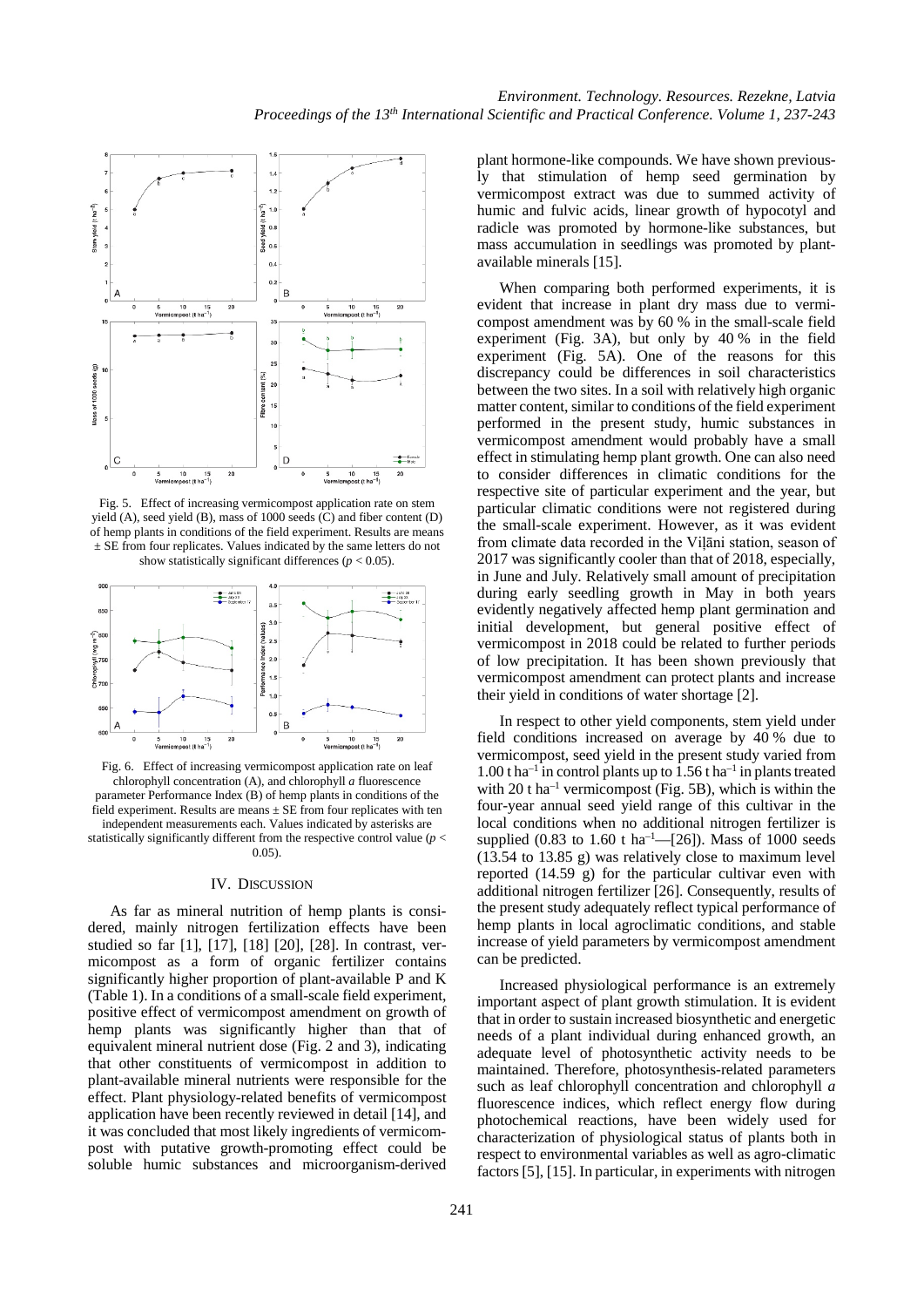Fig. 5. Effect of increasing vermicompost application rate on stem yield (A), seed yield (B), mass of 1000 seeds (C) and fiber content (D) of hemp plants in conditions of the field experiment. Results are means ± SE from four replicates. Values indicated by the same letters do not show statistically significant differences ($p < 0.05$).

Fig. 6. Effect of increasing vermicompost application rate on leaf chlorophyll concentration (A), and chlorophyll *a* fluorescence parameter Performance Index (B) of hemp plants in conditions of the field experiment. Results are means ± SE from four replicates with ten independent measurements each. Values indicated by asterisks are statistically significantly different from the respective control value ($p < 0.05$).

## IV. Discussion

As far as mineral nutrition of hemp plants is considered, mainly nitrogen fertilization effects have been studied so far [1], [17], [18] [20], [28]. In contrast, vermicompost as a form of organic fertilizer contains significantly higher proportion of plant-available P and K (Table 1). In a conditions of a small-scale field experiment, positive effect of vermicompost amendment on growth of hemp plants was significantly higher than that of equivalent mineral nutrient dose (Fig. 2 and 3), indicating that other constituents of vermicompost in addition to plant-available mineral nutrients were responsible for the effect. Plant physiology-related benefits of vermicompost application have been recently reviewed in detail [14], and it was concluded that most likely ingredients of vermicompost with putative growth-promoting effect could be soluble humic substances and microorganism-derived plant hormone-like compounds. We have shown previously that stimulation of hemp seed germination by vermicompost extract was due to summed activity of humic and fulvic acids, linear growth of hypocotyl and radicle was promoted by hormone-like substances, but mass accumulation in seedlings was promoted by plant-available minerals [15].

When comparing both performed experiments, it is evident that increase in plant dry mass due to vermicompost amendment was by 60 % in the small-scale field experiment (Fig. 3A), but only by 40 % in the field experiment (Fig. 5A). One of the reasons for this discrepancy could be differences in soil characteristics between the two sites. In a soil with relatively high organic matter content, similar to conditions of the field experiment performed in the present study, humic substances in vermicompost amendment would probably have a small effect in stimulating hemp plant growth. One can also need to consider differences in climatic conditions for the respective site of particular experiment and the year, but particular climatic conditions were not registered during the small-scale experiment. However, as it was evident from climate data recorded in the Viļāni station, season of 2017 was significantly cooler than that of 2018, especially, in June and July. Relatively small amount of precipitation during early seedling growth in May in both years evidently negatively affected hemp plant germination and initial development, but general positive effect of vermicompost in 2018 could be related to further periods of low precipitation. It has been shown previously that vermicompost amendment can protect plants and increase their yield in conditions of water shortage [2].

In respect to other yield components, stem yield under field conditions increased on average by 40 % due to vermicompost, seed yield in the present study varied from 1.00 t ha$^{-1}$ in control plants up to 1.56 t ha$^{-1}$ in plants treated with 20 t ha$^{-1}$ vermicompost (Fig. 5B), which is within the four-year annual seed yield range of this cultivar in the local conditions when no additional nitrogen fertilizer is supplied (0.83 to 1.60 t ha$^{-1}$—[26]). Mass of 1000 seeds (13.54 to 13.85 g) was relatively close to maximum level reported (14.59 g) for the particular cultivar even with additional nitrogen fertilizer [26]. Consequently, results of the present study adequately reflect typical performance of hemp plants in local agroclimatic conditions, and stable increase of yield parameters by vermicompost amendment can be predicted.

Increased physiological performance is an extremely important aspect of plant growth stimulation. It is evident that in order to sustain increased biosynthetic and energetic needs of a plant individual during enhanced growth, an adequate level of photosynthetic activity needs to be maintained. Therefore, photosynthesis-related parameters such as leaf chlorophyll concentration and chlorophyll *a* fluorescence indices, which reflect energy flow during photochemical reactions, have been widely used for characterization of physiological status of plants both in respect to environmental variables as well as agro-climatic factors [5], [15]. In particular, in experiments with nitrogen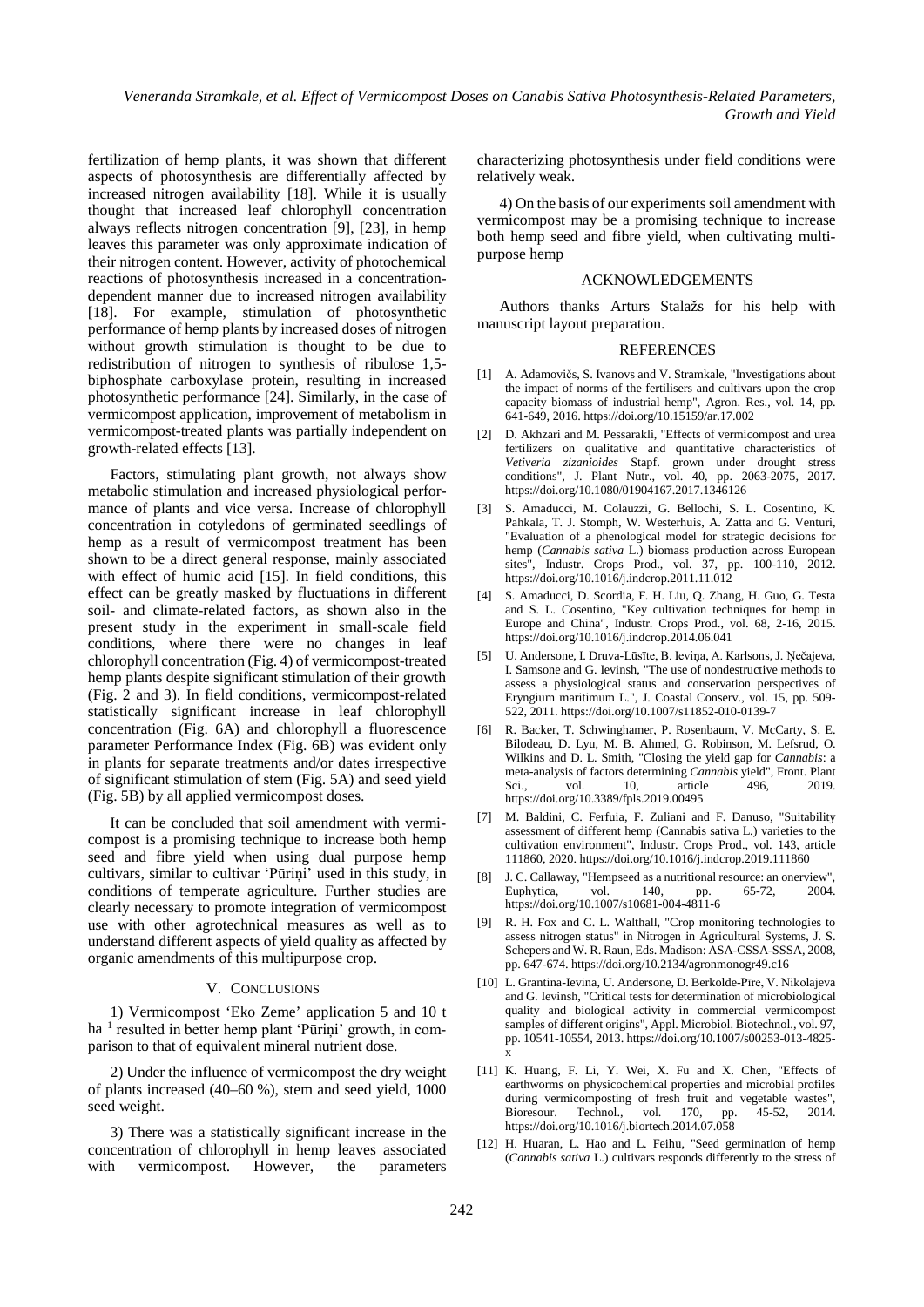fertilization of hemp plants, it was shown that different aspects of photosynthesis are differentially affected by increased nitrogen availability [18]. While it is usually thought that increased leaf chlorophyll concentration always reflects nitrogen concentration [9], [23], in hemp leaves this parameter was only approximate indication of their nitrogen content. However, activity of photochemical reactions of photosynthesis increased in a concentration-dependent manner due to increased nitrogen availability [18]. For example, stimulation of photosynthetic performance of hemp plants by increased doses of nitrogen without growth stimulation is thought to be due to redistribution of nitrogen to synthesis of ribulose 1,5-biphosphate carboxylase protein, resulting in increased photosynthetic performance [24]. Similarly, in the case of vermicompost application, improvement of metabolism in vermicompost-treated plants was partially independent on growth-related effects [13].

Factors, stimulating plant growth, not always show metabolic stimulation and increased physiological performance of plants and vice versa. Increase of chlorophyll concentration in cotyledons of germinated seedlings of hemp as a result of vermicompost treatment has been shown to be a direct general response, mainly associated with effect of humic acid [15]. In field conditions, this effect can be greatly masked by fluctuations in different soil- and climate-related factors, as shown also in the present study in the experiment in small-scale field conditions, where there were no changes in leaf chlorophyll concentration (Fig. 4) of vermicompost-treated hemp plants despite significant stimulation of their growth (Fig. 2 and 3). In field conditions, vermicompost-related statistically significant increase in leaf chlorophyll concentration (Fig. 6A) and chlorophyll a fluorescence parameter Performance Index (Fig. 6B) was evident only in plants for separate treatments and/or dates irrespective of significant stimulation of stem (Fig. 5A) and seed yield (Fig. 5B) by all applied vermicompost doses.

It can be concluded that soil amendment with vermicompost is a promising technique to increase both hemp seed and fibre yield when using dual purpose hemp cultivars, similar to cultivar 'Pūriņi' used in this study, in conditions of temperate agriculture. Further studies are clearly necessary to promote integration of vermicompost use with other agrotechnical measures as well as to understand different aspects of yield quality as affected by organic amendments of this multipurpose crop.

## V. Conclusions

1) Vermicompost 'Eko Zeme' application 5 and 10 t $ha^{-1}$ resulted in better hemp plant 'Pūriņi' growth, in comparison to that of equivalent mineral nutrient dose.

2) Under the influence of vermicompost the dry weight of plants increased (40–60 %), stem and seed yield, 1000 seed weight.

3) There was a statistically significant increase in the concentration of chlorophyll in hemp leaves associated with vermicompost. However, the parameters characterizing photosynthesis under field conditions were relatively weak.

4) On the basis of our experiments soil amendment with vermicompost may be a promising technique to increase both hemp seed and fibre yield, when cultivating multi-purpose hemp

## Acknowledgements

Authors thanks Arturs Stalažs for his help with manuscript layout preparation.

## References

[1] A. Adamovičs, S. Ivanovs and V. Stramkale, "Investigations about the impact of norms of the fertilisers and cultivars upon the crop capacity biomass of industrial hemp", Agron. Res., vol. 14, pp. 641-649, 2016. https://doi.org/10.15159/ar.17.002

[2] D. Akhzari and M. Pessarakli, "Effects of vermicompost and urea fertilizers on qualitative and quantitative characteristics of *Vetiveria zizanioides* Stapf. grown under drought stress conditions", J. Plant Nutr., vol. 40, pp. 2063-2075, 2017. https://doi.org/10.1080/01904167.2017.1346126

[3] S. Amaducci, M. Colauzzi, G. Bellochi, S. L. Cosentino, K. Pahkala, T. J. Stomph, W. Westerhuis, A. Zatta and G. Venturi, "Evaluation of a phenological model for strategic decisions for hemp (*Cannabis sativa* L.) biomass production across European sites", Industr. Crops Prod., vol. 37, pp. 100-110, 2012. https://doi.org/10.1016/j.indcrop.2011.11.012

[4] S. Amaducci, D. Scordia, F. H. Liu, Q. Zhang, H. Guo, G. Testa and S. L. Cosentino, "Key cultivation techniques for hemp in Europe and China", Industr. Crops Prod., vol. 68, 2-16, 2015. https://doi.org/10.1016/j.indcrop.2014.06.041

[5] U. Andersone, I. Druva-Lūsīte, B. Ieviņa, A. Karlsons, J. Ņečajeva, I. Samsone and G. Ievinsh, "The use of nondestructive methods to assess a physiological status and conservation perspectives of Eryngium maritimum L.", J. Coastal Conserv., vol. 15, pp. 509-522, 2011. https://doi.org/10.1007/s11852-010-0139-7

[6] R. Backer, T. Schwinghamer, P. Rosenbaum, V. McCarty, S. E. Bilodeau, D. Lyu, M. B. Ahmed, G. Robinson, M. Lefsrud, O. Wilkins and D. L. Smith, "Closing the yield gap for *Cannabis*: a meta-analysis of factors determining *Cannabis* yield", Front. Plant Sci., vol. 10, article 496, 2019. https://doi.org/10.3389/fpls.2019.00495

[7] M. Baldini, C. Ferfuia, F. Zuliani and F. Danuso, "Suitability assessment of different hemp (Cannabis sativa L.) varieties to the cultivation environment", Industr. Crops Prod., vol. 143, article 111860, 2020. https://doi.org/10.1016/j.indcrop.2019.111860

[8] J. C. Callaway, "Hempseed as a nutritional resource: an overview", Euphytica, vol. 140, pp. 65-72, 2004. https://doi.org/10.1007/s10681-004-4811-6

[9] R. H. Fox and C. L. Walthall, "Crop monitoring technologies to assess nitrogen status" in Nitrogen in Agricultural Systems, J. S. Schepers and W. R. Raun, Eds. Madison: ASA-CSSA-SSSA, 2008, pp. 647-674. https://doi.org/10.2134/agronmonogr49.c16

[10] L. Grantina-Ievina, U. Andersone, D. Berkolde-Pīre, V. Nikolajeva and G. Ievinsh, "Critical tests for determination of microbiological quality and biological activity in commercial vermicompost samples of different origins", Appl. Microbiol. Biotechnol., vol. 97, pp. 10541-10554, 2013. https://doi.org/10.1007/s00253-013-4825-x

[11] K. Huang, F. Li, Y. Wei, X. Fu and X. Chen, "Effects of earthworms on physicochemical properties and microbial profiles during vermicomposting of fresh fruit and vegetable wastes", Bioresour. Technol., vol. 170, pp. 45-52, 2014. https://doi.org/10.1016/j.biortech.2014.07.058

[12] H. Huaran, L. Hao and L. Feihu, "Seed germination of hemp (*Cannabis sativa* L.) cultivars responds differently to the stress of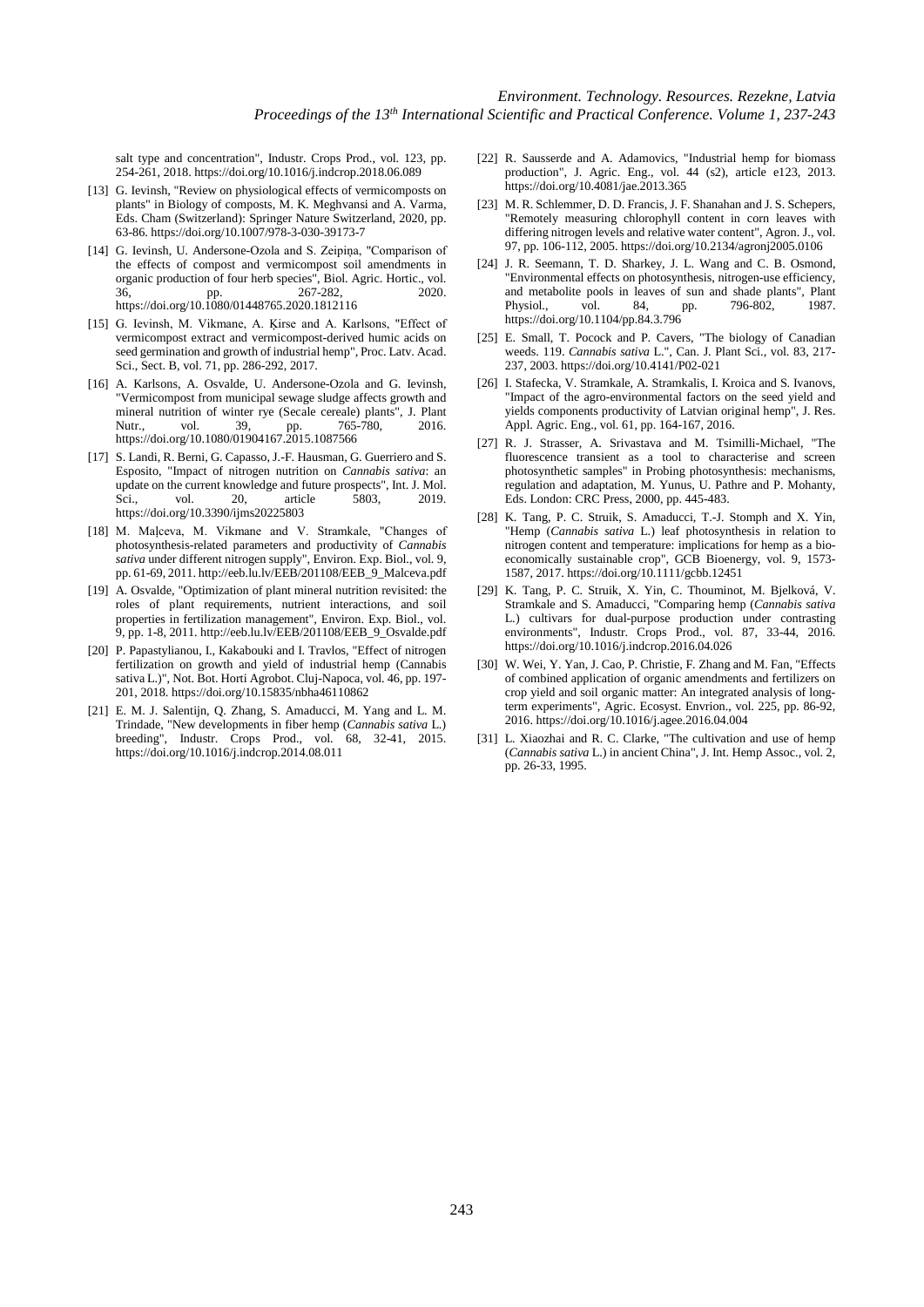salt type and concentration", Industr. Crops Prod., vol. 123, pp. 254-261, 2018. https://doi.org/10.1016/j.indcrop.2018.06.089

[13] G. Ievinsh, "Review on physiological effects of vermicomposts on plants" in Biology of composts, M. K. Meghvansi and A. Varma, Eds. Cham (Switzerland): Springer Nature Switzerland, 2020, pp. 63-86. https://doi.org/10.1007/978-3-030-39173-7

[14] G. Ievinsh, U. Andersone-Ozola and S. Zeipiņa, "Comparison of the effects of compost and vermicompost soil amendments in organic production of four herb species", Biol. Agric. Hortic., vol. 36, pp. 267-282, 2020. https://doi.org/10.1080/01448765.2020.1812116

[15] G. Ievinsh, M. Vikmane, A. Ķirse and A. Karlsons, "Effect of vermicompost extract and vermicompost-derived humic acids on seed germination and growth of industrial hemp", Proc. Latv. Acad. Sci., Sect. B, vol. 71, pp. 286-292, 2017.

[16] A. Karlsons, A. Osvalde, U. Andersone-Ozola and G. Ievinsh, "Vermicompost from municipal sewage sludge affects growth and mineral nutrition of winter rye (Secale cereale) plants", J. Plant Nutr., vol. 39, pp. 765-780, 2016. https://doi.org/10.1080/01904167.2015.1087566

[17] S. Landi, R. Berni, G. Capasso, J.-F. Hausman, G. Guerriero and S. Esposito, "Impact of nitrogen nutrition on *Cannabis sativa*: an update on the current knowledge and future prospects", Int. J. Mol. Sci., vol. 20, article 5803, 2019. https://doi.org/10.3390/ijms20225803

[18] M. Maļceva, M. Vikmane and V. Stramkale, "Changes of photosynthesis-related parameters and productivity of *Cannabis sativa* under different nitrogen supply", Environ. Exp. Biol., vol. 9, pp. 61-69, 2011. http://eeb.lu.lv/EEB/201108/EEB_9_Malceva.pdf

[19] A. Osvalde, "Optimization of plant mineral nutrition revisited: the roles of plant requirements, nutrient interactions, and soil properties in fertilization management", Environ. Exp. Biol., vol. 9, pp. 1-8, 2011. http://eeb.lu.lv/EEB/201108/EEB_9_Osvalde.pdf

[20] P. Papastylianou, I., Kakabouki and I. Travlos, "Effect of nitrogen fertilization on growth and yield of industrial hemp (Cannabis sativa L.)", Not. Bot. Horti Agrobot. Cluj-Napoca, vol. 46, pp. 197-201, 2018. https://doi.org/10.15835/nbha46110862

[21] E. M. J. Salentijn, Q. Zhang, S. Amaducci, M. Yang and L. M. Trindade, "New developments in fiber hemp (*Cannabis sativa* L.) breeding", Industr. Crops Prod., vol. 68, 32-41, 2015. https://doi.org/10.1016/j.indcrop.2014.08.011

[22] R. Sausserde and A. Adamovics, "Industrial hemp for biomass production", J. Agric. Eng., vol. 44 (s2), article e123, 2013. https://doi.org/10.4081/jae.2013.365

[23] M. R. Schlemmer, D. D. Francis, J. F. Shanahan and J. S. Schepers, "Remotely measuring chlorophyll content in corn leaves with differing nitrogen levels and relative water content", Agron. J., vol. 97, pp. 106-112, 2005. https://doi.org/10.2134/agronj2005.0106

[24] J. R. Seemann, T. D. Sharkey, J. L. Wang and C. B. Osmond, "Environmental effects on photosynthesis, nitrogen-use efficiency, and metabolite pools in leaves of sun and shade plants", Plant Physiol., vol. 84, pp. 796-802, 1987. https://doi.org/10.1104/pp.84.3.796

[25] E. Small, T. Pocock and P. Cavers, "The biology of Canadian weeds. 119. *Cannabis sativa* L.", Can. J. Plant Sci., vol. 83, 217-237, 2003. https://doi.org/10.4141/P02-021

[26] I. Stafecka, V. Stramkale, A. Stramkalis, I. Kroica and S. Ivanovs, "Impact of the agro-environmental factors on the seed yield and yields components productivity of Latvian original hemp", J. Res. Appl. Agric. Eng., vol. 61, pp. 164-167, 2016.

[27] R. J. Strasser, A. Srivastava and M. Tsimilli-Michael, "The fluorescence transient as a tool to characterise and screen photosynthetic samples" in Probing photosynthesis: mechanisms, regulation and adaptation, M. Yunus, U. Pathre and P. Mohanty, Eds. London: CRC Press, 2000, pp. 445-483.

[28] K. Tang, P. C. Struik, S. Amaducci, T.-J. Stomph and X. Yin, "Hemp (*Cannabis sativa* L.) leaf photosynthesis in relation to nitrogen content and temperature: implications for hemp as a bio-economically sustainable crop", GCB Bioenergy, vol. 9, 1573-1587, 2017. https://doi.org/10.1111/gcbb.12451

[29] K. Tang, P. C. Struik, X. Yin, C. Thouminot, M. Bjelková, V. Stramkale and S. Amaducci, "Comparing hemp (*Cannabis sativa* L.) cultivars for dual-purpose production under contrasting environments", Industr. Crops Prod., vol. 87, 33-44, 2016. https://doi.org/10.1016/j.indcrop.2016.04.026

[30] W. Wei, Y. Yan, J. Cao, P. Christie, F. Zhang and M. Fan, "Effects of combined application of organic amendments and fertilizers on crop yield and soil organic matter: An integrated analysis of long-term experiments", Agric. Ecosyst. Envrion., vol. 225, pp. 86-92, 2016. https://doi.org/10.1016/j.agee.2016.04.004

[31] L. Xiaozhai and R. C. Clarke, "The cultivation and use of hemp (*Cannabis sativa* L.) in ancient China", J. Int. Hemp Assoc., vol. 2, pp. 26-33, 1995.